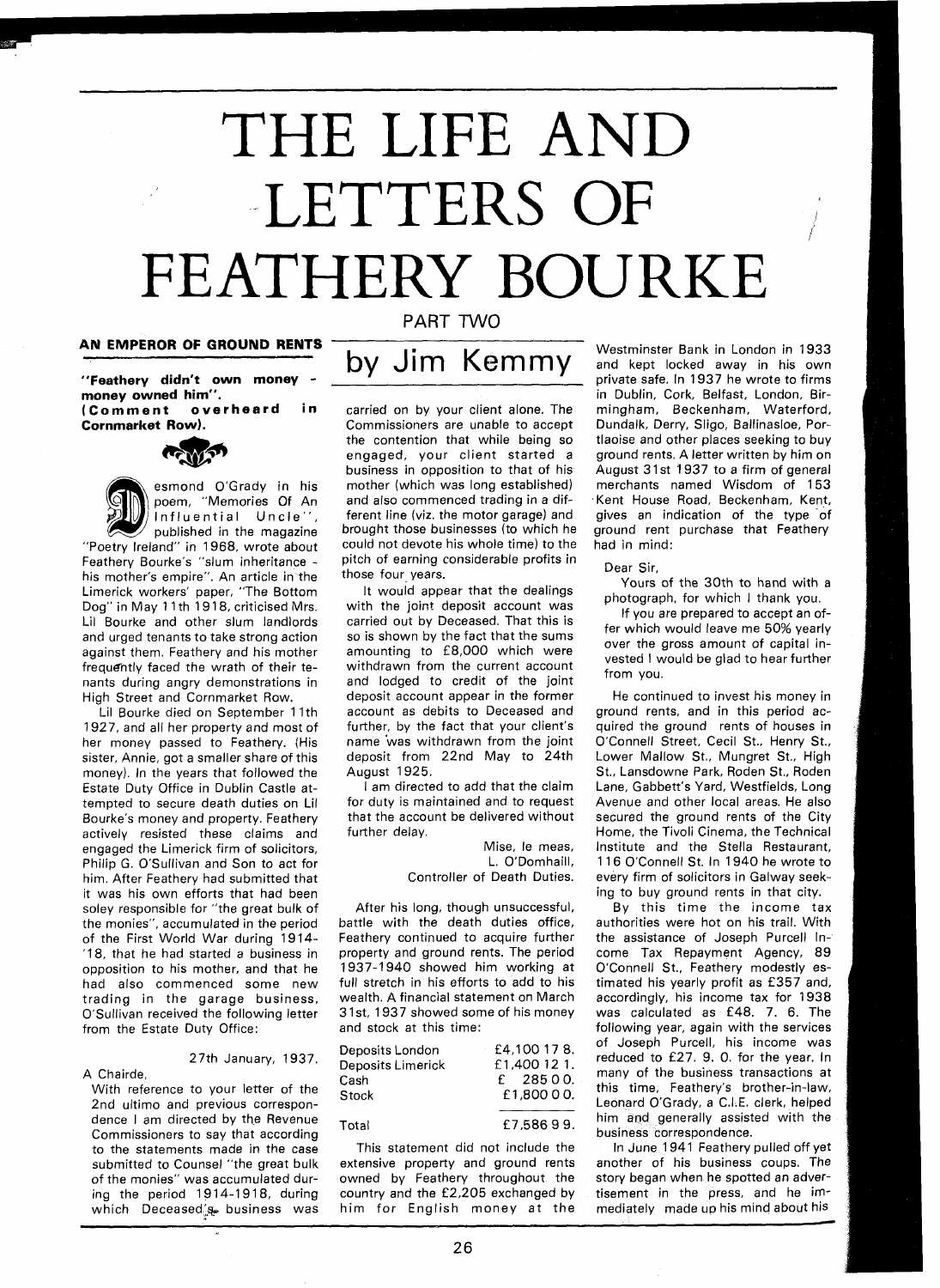# THE LIFE AND LETTERS OF FEATHERY BOURKE

PART TWO

## by Jim Kemmy

### AN EMPEROR OF GROUND RENTS

**"Feathery didn't own money - money owned him". (Comment overheard in Cornmarket Row).**

Desmond O'Grady in his poem, "Memories Of An Influential Uncle", published in the magazine "Poetry Ireland" in 1968, wrote about Feathery Bourke's "slum inheritance - his mother's empire". An article in the Limerick workers' paper, "The Bottom Dog" in May 11th 1918, criticised Mrs. Lil Bourke and other slum landlords and urged tenants to take strong action against them. Feathery and his mother frequently faced the wrath of their tenants during angry demonstrations in High Street and Cornmarket Row.

Lil Bourke died on September 11th 1927, and all her property and most of her money passed to Feathery. (His sister, Annie, got a smaller share of this money). In the years that followed the Estate Duty Office in Dublin Castle attempted to secure death duties on Lil Bourke's money and property. Feathery actively resisted these claims and engaged the Limerick firm of solicitors, Philip G. O'Sullivan and Son to act for him. After Feathery had submitted that it was his own efforts that had been soley responsible for "the great bulk of the monies", accumulated in the period of the First World War during 1914-'18, that he had started a business in opposition to his mother, and that he had also commenced some new trading in the garage business, O'Sullivan received the following letter from the Estate Duty Office:

> 27th January, 1937.
>
> A Chairde,
>
> With reference to your letter of the 2nd ultimo and previous correspondence I am directed by the Revenue Commissioners to say that according to the statements made in the case submitted to Counsel "the great bulk of the monies" was accumulated during the period 1914-1918, during which Deceased's business was carried on by your client alone. The Commissioners are unable to accept the contention that while being so engaged, your client started a business in opposition to that of his mother (which was long established) and also commenced trading in a different line (viz. the motor garage) and brought those businesses (to which he could not devote his whole time) to the pitch of earning considerable profits in those four years.
>
> It would appear that the dealings with the joint deposit account was carried out by Deceased. That this is so is shown by the fact that the sums amounting to £8,000 which were withdrawn from the current account and lodged to credit of the joint deposit account appear in the former account as debits to Deceased and further, by the fact that your client's name was withdrawn from the joint deposit from 22nd May to 24th August 1925.
>
> I am directed to add that the claim for duty is maintained and to request that the account be delivered without further delay.
>
> Mise, le meas,
> L. O'Domhaill,
> Controller of Death Duties.

After his long, though unsuccessful, battle with the death duties office, Feathery continued to acquire further property and ground rents. The period 1937-1940 showed him working at full stretch in his efforts to add to his wealth. A financial statement on March 31st, 1937 showed some of his money and stock at this time:

| | |
|---|---|
| Deposits London | £4,100 17 8. |
| Deposits Limerick | £1,400 12 1. |
| Cash | £ 285 0 0. |
| Stock | £1,800 0 0. |
| Total | £7,586 9 9. |

This statement did not include the extensive property and ground rents owned by Feathery throughout the country and the £2,205 exchanged by him for English money at the Westminster Bank in London in 1933 and kept locked away in his own private safe. In 1937 he wrote to firms in Dublin, Cork, Belfast, London, Birmingham, Beckenham, Waterford, Dundalk, Derry, Sligo, Ballinasloe, Portlaoise and other places seeking to buy ground rents. A letter written by him on August 31st 1937 to a firm of general merchants named Wisdom of 153 Kent House Road, Beckenham, Kent, gives an indication of the type of ground rent purchase that Feathery had in mind:

> Dear Sir,
>
> Yours of the 30th to hand with a photograph, for which I thank you.
>
> If you are prepared to accept an offer which would leave me 50% yearly over the gross amount of capital invested I would be glad to hear further from you.

He continued to invest his money in ground rents, and in this period acquired the ground rents of houses in O'Connell Street, Cecil St., Henry St., Lower Mallow St., Mungret St., High St., Lansdowne Park, Roden St., Roden Lane, Gabbett's Yard, Westfields, Long Avenue and other local areas. He also secured the ground rents of the City Home, the Tivoli Cinema, the Technical Institute and the Stella Restaurant, 116 O'Connell St. In 1940 he wrote to every firm of solicitors in Galway seeking to buy ground rents in that city.

By this time the income tax authorities were hot on his trail. With the assistance of Joseph Purcell Income Tax Repayment Agency, 89 O'Connell St., Feathery modestly estimated his yearly profit as £357 and, accordingly, his income tax for 1938 was calculated as £48. 7. 6. The following year, again with the services of Joseph Purcell, his income was reduced to £27. 9. 0. for the year. In many of the business transactions at this time, Feathery's brother-in-law, Leonard O'Grady, a C.I.E. clerk, helped him and generally assisted with the business correspondence.

In June 1941 Feathery pulled off yet another of his business coups. The story began when he spotted an advertisement in the press, and he immediately made up his mind about his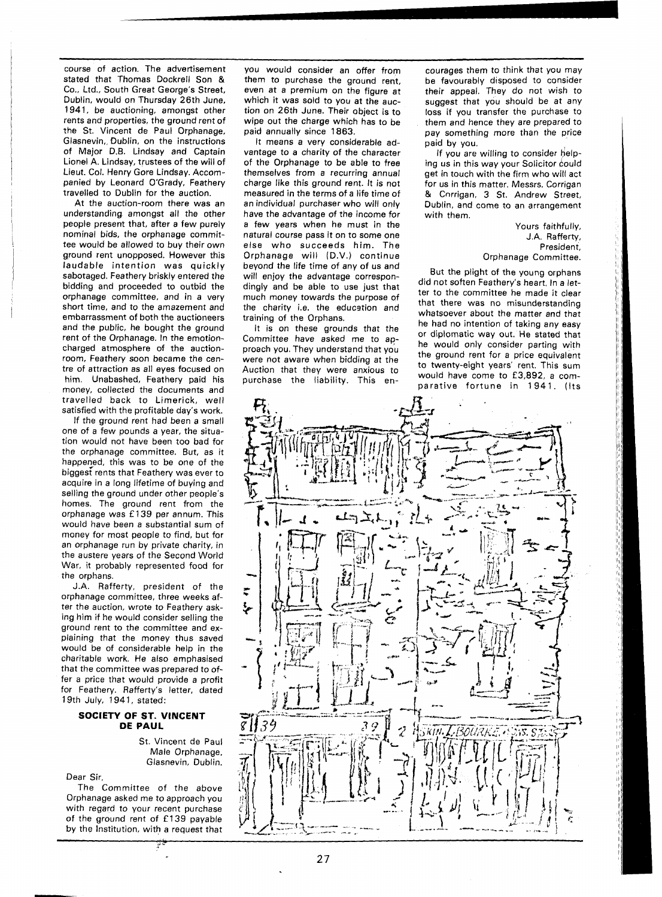course of action. The advertisement stated that Thomas Dockrell Son & Co., Ltd., South Great George's Street, Dublin, would on Thursday 26th June, 1941, be auctioning, amongst other rents and properties, the ground rent of the St. Vincent de Paul Orphanage, Glasnevin, Dublin, on the instructions of Major D.B. Lindsay and Captain Lionel A. Lindsay, trustees of the will of Lieut. Col. Henry Gore Lindsay. Accompanied by Leonard O'Grady, Feathery travelled to Dublin for the auction.

At the auction-room there was an understanding amongst all the other people present that, after a few purely nominal bids, the orphanage committee would be allowed to buy their own ground rent unopposed. However this laudable intention was quickly sabotaged. Feathery briskly entered the bidding and proceeded to outbid the orphanage committee, and in a very short time, and to the amazement and embarrassment of both the auctioneers and the public, he bought the ground rent of the Orphanage. In the emotion-charged atmosphere of the auction-room, Feathery soon became the centre of attraction as all eyes focused on him. Unabashed, Feathery paid his money, collected the documents and travelled back to Limerick, well satisfied with the profitable day's work.

If the ground rent had been a small one of a few pounds a year, the situation would not have been too bad for the orphanage committee. But, as it happened, this was to be one of the biggest rents that Feathery was ever to acquire in a long lifetime of buying and selling the ground under other people's homes. The ground rent from the orphanage was £139 per annum. This would have been a substantial sum of money for most people to find, but for an orphanage run by private charity, in the austere years of the Second World War, it probably represented food for the orphans.

J.A. Rafferty, president of the orphanage committee, three weeks after the auction, wrote to Feathery asking him if he would consider selling the ground rent to the committee and explaining that the money thus saved would be of considerable help in the charitable work. He also emphasised that the committee was prepared to offer a price that would provide a profit for Feathery. Rafferty's letter, dated 19th July, 1941, stated:

**SOCIETY OF ST. VINCENT DE PAUL**

St. Vincent de Paul
Male Orphanage,
Glasnevin, Dublin.

Dear Sir,

The Committee of the above Orphanage asked me to approach you with regard to your recent purchase of the ground rent of £139 payable by the Institution, with a request that you would consider an offer from them to purchase the ground rent, even at a premium on the figure at which it was sold to you at the auction on 26th June. Their object is to wipe out the charge which has to be paid annually since 1863.

It means a very considerable advantage to a charity of the character of the Orphanage to be able to free themselves from a recurring annual charge like this ground rent. It is not measured in the terms of a life time of an individual purchaser who will only have the advantage of the income for a few years when he must in the natural course pass it on to some one else who succeeds him. The Orphanage will (D.V.) continue beyond the life time of any of us and will enjoy the advantage correspondingly and be able to use just that much money towards the purpose of the charity i.e. the education and training of the Orphans.

It is on these grounds that the Committee have asked me to approach you. They understand that you were not aware when bidding at the Auction that they were anxious to purchase the liability. This encourages them to think that you may be favourably disposed to consider their appeal. They do not wish to suggest that you should be at any loss if you transfer the purchase to them and hence they are prepared to pay something more than the price paid by you.

If you are willing to consider helping us in this way your Solicitor could get in touch with the firm who will act for us in this matter. Messrs. Corrigan & Corrigan, 3 St. Andrew Street, Dublin, and come to an arrangement with them.

Yours faithfully,
J.A. Rafferty,
President,
Orphanage Committee.

But the plight of the young orphans did not soften Feathery's heart. In a letter to the committee he made it clear that there was no misunderstanding whatsoever about the matter and that he had no intention of taking any easy or diplomatic way out. He stated that he would only consider parting with the ground rent for a price equivalent to twenty-eight years' rent. This sum would have come to £3,892, a comparative fortune in 1941. (Its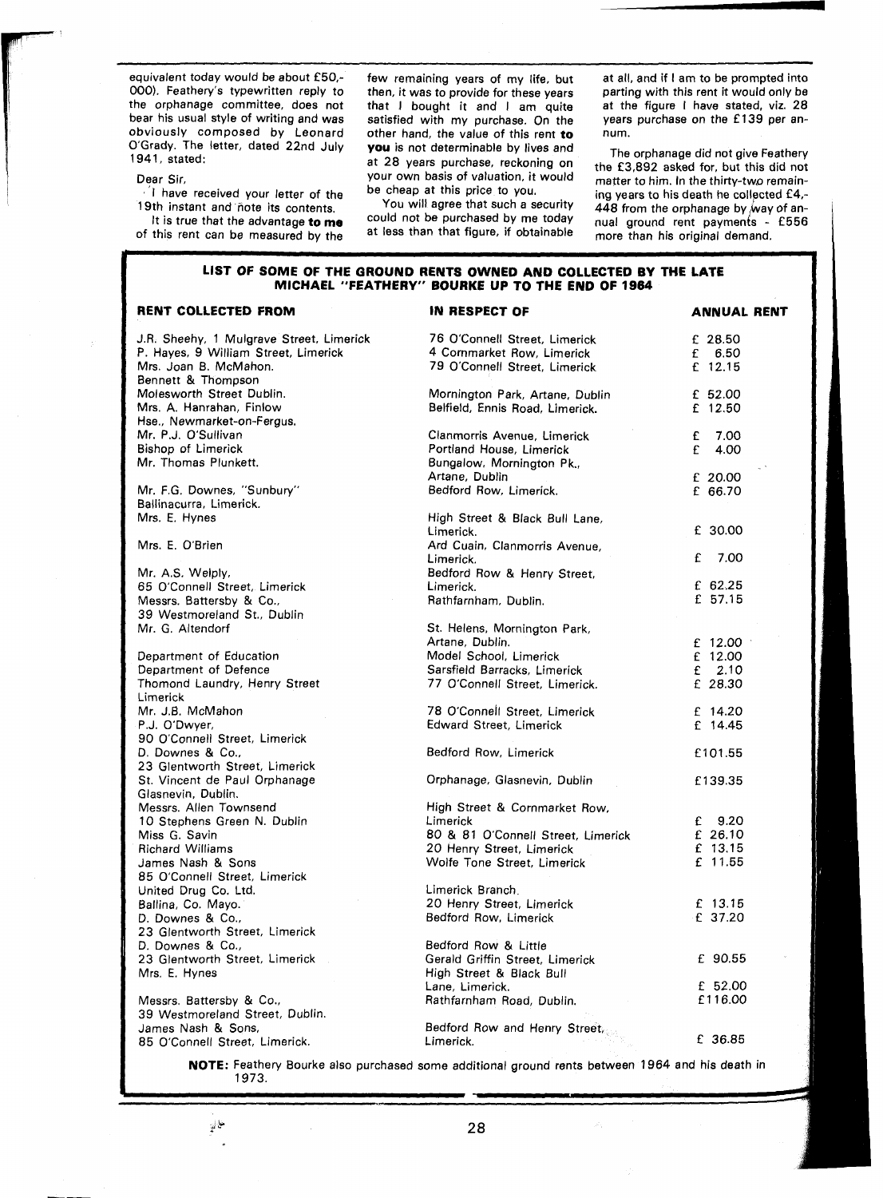equivalent today would be about £50,-000). Feathery's typewritten reply to the orphanage committee, does not bear his usual style of writing and was obviously composed by Leonard O'Grady. The letter, dated 22nd July 1941, stated:

Dear Sir,

I have received your letter of the 19th instant and note its contents.

It is true that the advantage **to me** of this rent can be measured by the few remaining years of my life, but then, it was to provide for these years that I bought it and I am quite satisfied with my purchase. On the other hand, the value of this rent **to you** is not determinable by lives and at 28 years purchase, reckoning on your own basis of valuation, it would be cheap at this price to you.

You will agree that such a security could not be purchased by me today at less than that figure, if obtainable at all, and if I am to be prompted into parting with this rent it would only be at the figure I have stated, viz. 28 years purchase on the £139 per annum.

The orphanage did not give Feathery the £3,892 asked for, but this did not matter to him. In the thirty-two remaining years to his death he collected £4,-448 from the orphanage by way of annual ground rent payments - £556 more than his original demand.

**LIST OF SOME OF THE GROUND RENTS OWNED AND COLLECTED BY THE LATE MICHAEL "FEATHERY" BOURKE UP TO THE END OF 1964**

| RENT COLLECTED FROM | IN RESPECT OF | ANNUAL RENT |
|---|---|---|
| J.R. Sheehy, 1 Mulgrave Street, Limerick | 76 O'Connell Street, Limerick | £ 28.50 |
| P. Hayes, 9 William Street, Limerick | 4 Cornmarket Row, Limerick | £ 6.50 |
| Mrs. Joan B. McMahon. | 79 O'Connell Street, Limerick | £ 12.15 |
| Bennett & Thompson Molesworth Street Dublin. | Mornington Park, Artane, Dublin | £ 52.00 |
| Mrs. A. Hanrahan, Finlow Hse., Newmarket-on-Fergus. | Belfield, Ennis Road, Limerick. | £ 12.50 |
| Mr. P.J. O'Sullivan | Clanmorris Avenue, Limerick | £ 7.00 |
| Bishop of Limerick | Portland House, Limerick | £ 4.00 |
| Mr. Thomas Plunkett. | Bungalow, Mornington Pk., Artane, Dublin | £ 20.00 |
| Mr. F.G. Downes, "Sunbury" Ballinacurra, Limerick. | Bedford Row, Limerick. | £ 66.70 |
| Mrs. E. Hynes | High Street & Black Bull Lane, Limerick. | £ 30.00 |
| Mrs. E. O'Brien | Ard Cuain, Clanmorris Avenue, Limerick. | £ 7.00 |
| Mr. A.S. Welply, 65 O'Connell Street, Limerick | Bedford Row & Henry Street, Limerick. | £ 62.25 |
| Messrs. Battersby & Co., 39 Westmoreland St., Dublin | Rathfarnham, Dublin. | £ 57.15 |
| Mr. G. Altendorf | St. Helens, Mornington Park, Artane, Dublin. | £ 12.00 |
| Department of Education | Model School, Limerick | £ 12.00 |
| Department of Defence | Sarsfield Barracks, Limerick | £ 2.10 |
| Thomond Laundry, Henry Street Limerick | 77 O'Connell Street, Limerick. | £ 28.30 |
| Mr. J.B. McMahon | 78 O'Connell Street, Limerick | £ 14.20 |
| P.J. O'Dwyer, 90 O'Connell Street, Limerick | Edward Street, Limerick | £ 14.45 |
| D. Downes & Co., 23 Glentworth Street, Limerick | Bedford Row, Limerick | £101.55 |
| St. Vincent de Paul Orphanage Glasnevin, Dublin. | Orphanage, Glasnevin, Dublin | £139.35 |
| Messrs. Allen Townsend 10 Stephens Green N. Dublin | High Street & Cornmarket Row, Limerick | £ 9.20 |
| Miss G. Savin | 80 & 81 O'Connell Street, Limerick | £ 26.10 |
| Richard Williams | 20 Henry Street, Limerick | £ 13.15 |
| James Nash & Sons 85 O'Connell Street, Limerick | Wolfe Tone Street, Limerick | £ 11.55 |
| United Drug Co. Ltd. Ballina, Co. Mayo. | Limerick Branch. 20 Henry Street, Limerick | £ 13.15 |
| D. Downes & Co., 23 Glentworth Street, Limerick | Bedford Row, Limerick | £ 37.20 |
| D. Downes & Co., 23 Glentworth Street, Limerick | Bedford Row & Little Gerald Griffin Street, Limerick | £ 90.55 |
| Mrs. E. Hynes | High Street & Black Bull Lane, Limerick. | £ 52.00 |
| Messrs. Battersby & Co., 39 Westmoreland Street, Dublin. | Rathfarnham Road, Dublin. | £116.00 |
| James Nash & Sons, 85 O'Connell Street, Limerick. | Bedford Row and Henry Street, Limerick. | £ 36.85 |

**NOTE:** Feathery Bourke also purchased some additional ground rents between 1964 and his death in 1973.